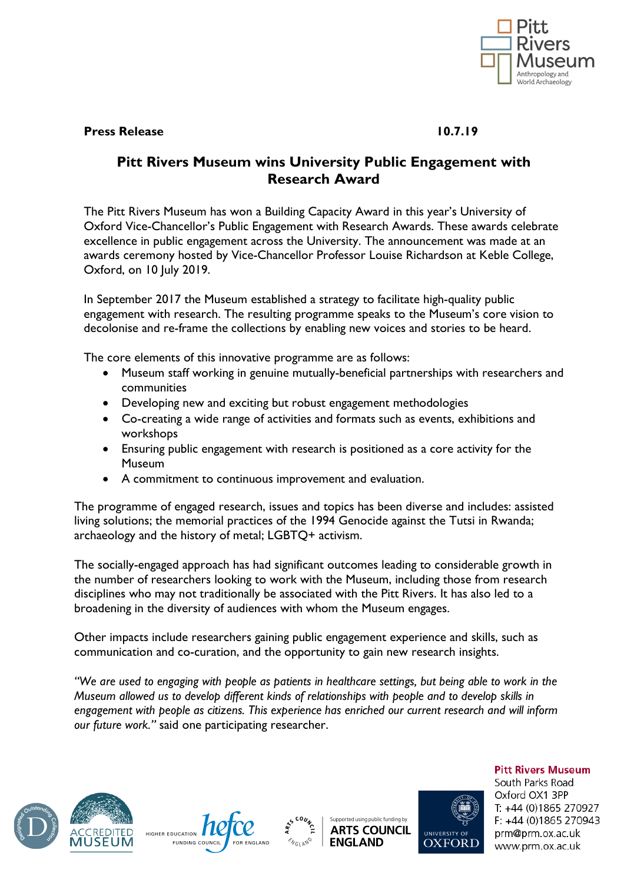**Press Release** **10.7.19**

# Pitt Rivers Museum wins University Public Engagement with Research Award

The Pitt Rivers Museum has won a Building Capacity Award in this year's University of Oxford Vice-Chancellor's Public Engagement with Research Awards. These awards celebrate excellence in public engagement across the University. The announcement was made at an awards ceremony hosted by Vice-Chancellor Professor Louise Richardson at Keble College, Oxford, on 10 July 2019.

In September 2017 the Museum established a strategy to facilitate high-quality public engagement with research. The resulting programme speaks to the Museum's core vision to decolonise and re-frame the collections by enabling new voices and stories to be heard.

The core elements of this innovative programme are as follows:

- Museum staff working in genuine mutually-beneficial partnerships with researchers and communities
- Developing new and exciting but robust engagement methodologies
- Co-creating a wide range of activities and formats such as events, exhibitions and workshops
- Ensuring public engagement with research is positioned as a core activity for the Museum
- A commitment to continuous improvement and evaluation.

The programme of engaged research, issues and topics has been diverse and includes: assisted living solutions; the memorial practices of the 1994 Genocide against the Tutsi in Rwanda; archaeology and the history of metal; LGBTQ+ activism.

The socially-engaged approach has had significant outcomes leading to considerable growth in the number of researchers looking to work with the Museum, including those from research disciplines who may not traditionally be associated with the Pitt Rivers. It has also led to a broadening in the diversity of audiences with whom the Museum engages.

Other impacts include researchers gaining public engagement experience and skills, such as communication and co-curation, and the opportunity to gain new research insights.

*"We are used to engaging with people as patients in healthcare settings, but being able to work in the Museum allowed us to develop different kinds of relationships with people and to develop skills in engagement with people as citizens. This experience has enriched our current research and will inform our future work."* said one participating researcher.

**Pitt Rivers Museum**
South Parks Road
Oxford OX1 3PP
T: +44 (0)1865 270927
F: +44 (0)1865 270943
prm@prm.ox.ac.uk
www.prm.ox.ac.uk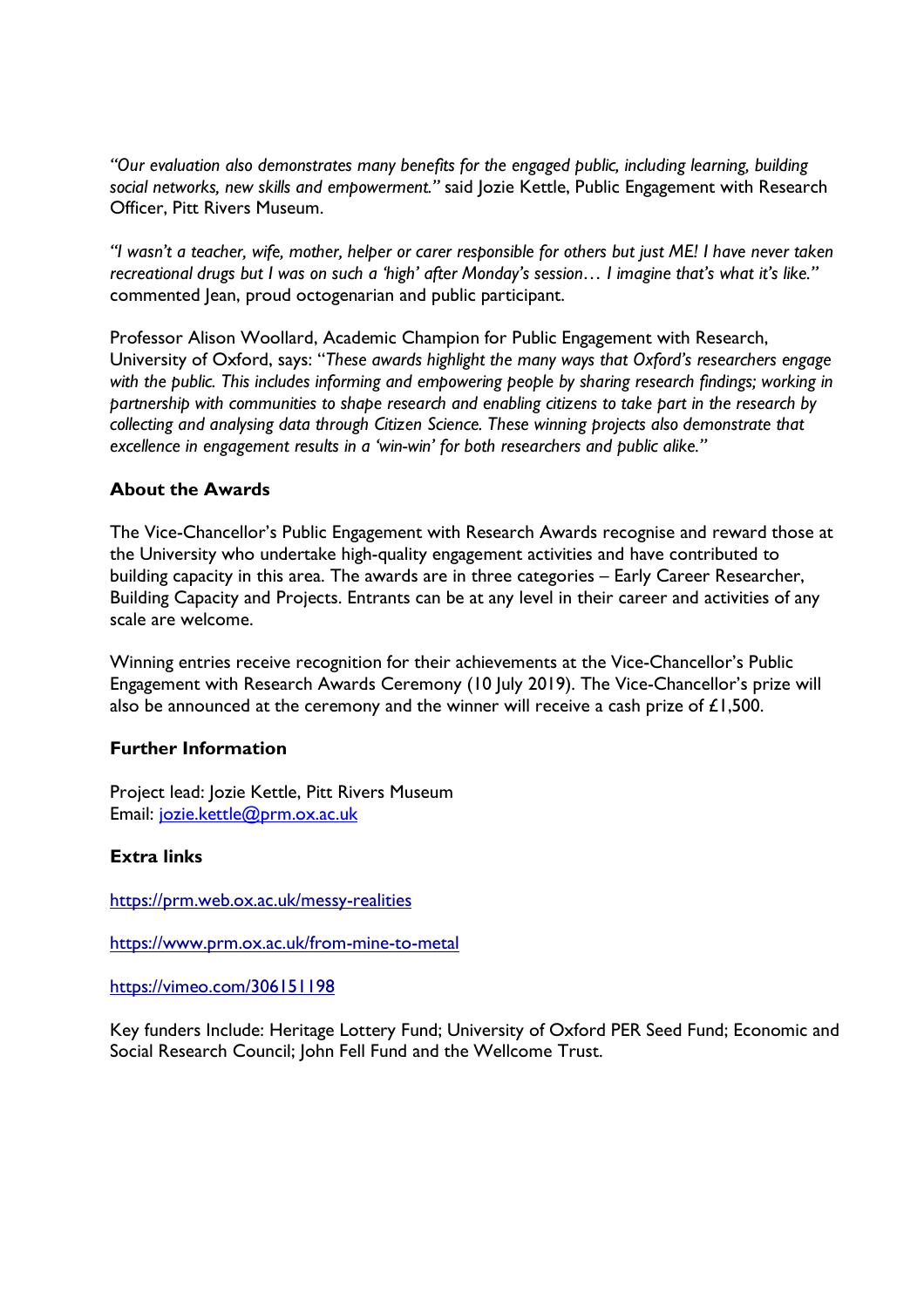*"Our evaluation also demonstrates many benefits for the engaged public, including learning, building social networks, new skills and empowerment."* said Jozie Kettle, Public Engagement with Research Officer, Pitt Rivers Museum.

*"I wasn't a teacher, wife, mother, helper or carer responsible for others but just ME! I have never taken recreational drugs but I was on such a 'high' after Monday's session… I imagine that's what it's like."* commented Jean, proud octogenarian and public participant.

Professor Alison Woollard, Academic Champion for Public Engagement with Research, University of Oxford, says: "*These awards highlight the many ways that Oxford's researchers engage with the public. This includes informing and empowering people by sharing research findings; working in partnership with communities to shape research and enabling citizens to take part in the research by collecting and analysing data through Citizen Science. These winning projects also demonstrate that excellence in engagement results in a 'win-win' for both researchers and public alike."*

**About the Awards**

The Vice-Chancellor's Public Engagement with Research Awards recognise and reward those at the University who undertake high-quality engagement activities and have contributed to building capacity in this area. The awards are in three categories – Early Career Researcher, Building Capacity and Projects. Entrants can be at any level in their career and activities of any scale are welcome.

Winning entries receive recognition for their achievements at the Vice-Chancellor's Public Engagement with Research Awards Ceremony (10 July 2019). The Vice-Chancellor's prize will also be announced at the ceremony and the winner will receive a cash prize of £1,500.

**Further Information**

Project lead: Jozie Kettle, Pitt Rivers Museum
Email: [jozie.kettle@prm.ox.ac.uk](mailto:jozie.kettle@prm.ox.ac.uk)

**Extra links**

https://prm.web.ox.ac.uk/messy-realities

https://www.prm.ox.ac.uk/from-mine-to-metal

https://vimeo.com/306151198

Key funders Include: Heritage Lottery Fund; University of Oxford PER Seed Fund; Economic and Social Research Council; John Fell Fund and the Wellcome Trust.